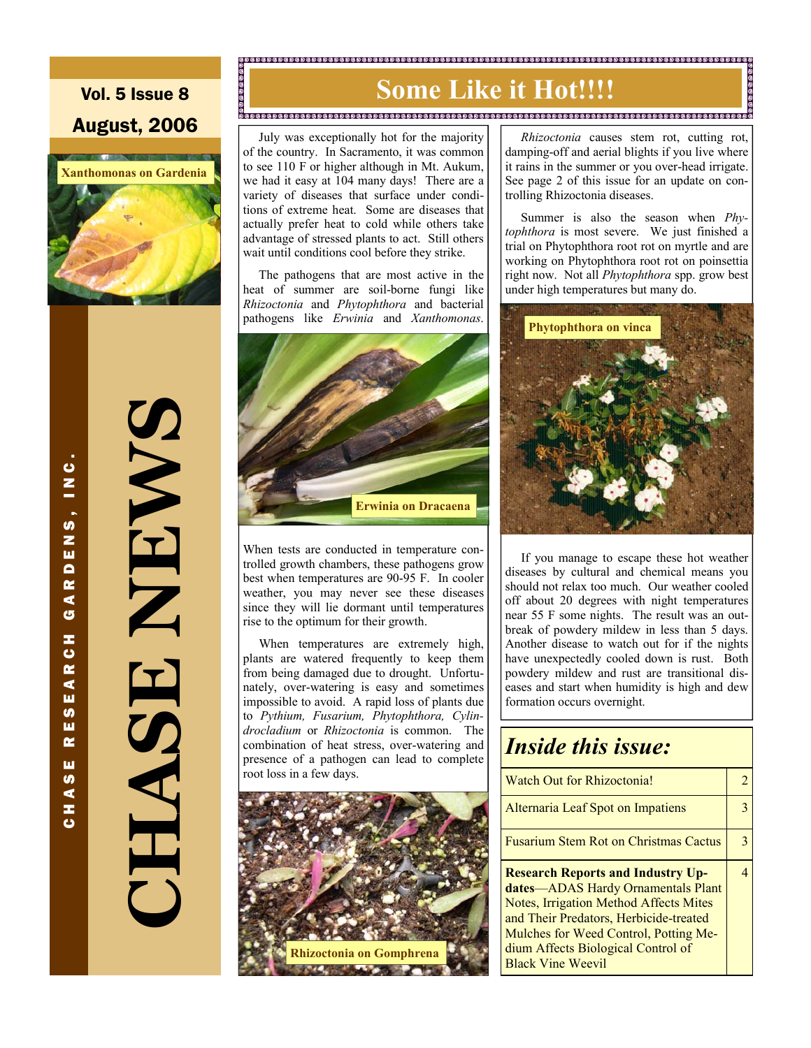Vol. 5 Issue 8

August, 2006

Xanthomonas on Gardenia

CHASE RESEARCH GARDENS, INC.

# CHASE NEWS

# Some Like it Hot!!!!

July was exceptionally hot for the majority of the country. In Sacramento, it was common to see 110 F or higher although in Mt. Aukum, we had it easy at 104 many days! There are a variety of diseases that surface under conditions of extreme heat. Some are diseases that actually prefer heat to cold while others take advantage of stressed plants to act. Still others wait until conditions cool before they strike.

The pathogens that are most active in the heat of summer are soil-borne fungi like *Rhizoctonia* and *Phytophthora* and bacterial pathogens like *Erwinia* and *Xanthomonas*.

Erwinia on Dracaena

When tests are conducted in temperature controlled growth chambers, these pathogens grow best when temperatures are 90-95 F. In cooler weather, you may never see these diseases since they will lie dormant until temperatures rise to the optimum for their growth.

When temperatures are extremely high, plants are watered frequently to keep them from being damaged due to drought. Unfortunately, over-watering is easy and sometimes impossible to avoid. A rapid loss of plants due to *Pythium, Fusarium, Phytophthora, Cylindrocladium* or *Rhizoctonia* is common. The combination of heat stress, over-watering and presence of a pathogen can lead to complete root loss in a few days.

Rhizoctonia on Gomphrena

*Rhizoctonia* causes stem rot, cutting rot, damping-off and aerial blights if you live where it rains in the summer or you over-head irrigate. See page 2 of this issue for an update on controlling Rhizoctonia diseases.

Summer is also the season when *Phytophthora* is most severe. We just finished a trial on Phytophthora root rot on myrtle and are working on Phytophthora root rot on poinsettia right now. Not all *Phytophthora* spp. grow best under high temperatures but many do.

Phytophthora on vinca

If you manage to escape these hot weather diseases by cultural and chemical means you should not relax too much. Our weather cooled off about 20 degrees with night temperatures near 55 F some nights. The result was an outbreak of powdery mildew in less than 5 days. Another disease to watch out for if the nights have unexpectedly cooled down is rust. Both powdery mildew and rust are transitional diseases and start when humidity is high and dew formation occurs overnight.

## *Inside this issue:*

| | |
|---|---|
| Watch Out for Rhizoctonia! | 2 |
| Alternaria Leaf Spot on Impatiens | 3 |
| Fusarium Stem Rot on Christmas Cactus | 3 |
| **Research Reports and Industry Updates**—ADAS Hardy Ornamentals Plant Notes, Irrigation Method Affects Mites and Their Predators, Herbicide-treated Mulches for Weed Control, Potting Medium Affects Biological Control of Black Vine Weevil | 4 |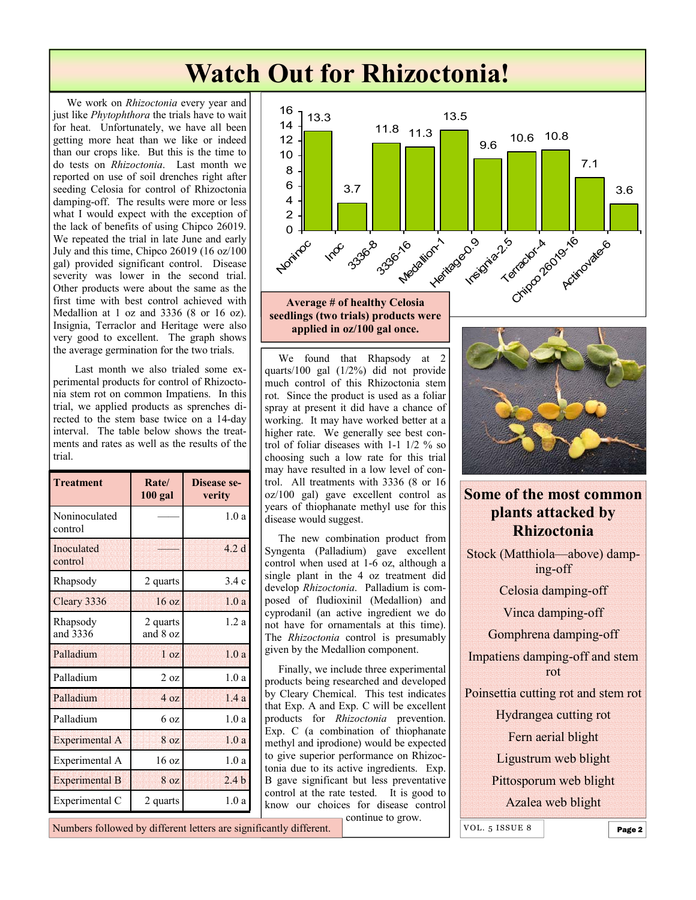# Watch Out for Rhizoctonia!

We work on *Rhizoctonia* every year and just like *Phytophthora* the trials have to wait for heat. Unfortunately, we have all been getting more heat than we like or indeed than our crops like. But this is the time to do tests on *Rhizoctonia*. Last month we reported on use of soil drenches right after seeding Celosia for control of Rhizoctonia damping-off. The results were more or less what I would expect with the exception of the lack of benefits of using Chipco 26019. We repeated the trial in late June and early July and this time, Chipco 26019 (16 oz/100 gal) provided significant control. Disease severity was lower in the second trial. Other products were about the same as the first time with best control achieved with Medallion at 1 oz and 3336 (8 or 16 oz). Insignia, Terraclor and Heritage were also very good to excellent. The graph shows the average germination for the two trials.

| Treatment | Average # of healthy Celosia seedlings |
|---|---|
| Noninoc | 13.3 |
| Inoc | 3.7 |
| 3336-8 | 11.8 |
| 3336-16 | 11.3 |
| Medallion-1 | 13.5 |
| Heritage-0.9 | 9.6 |
| Insignia-2.5 | 10.6 |
| Terraclor-4 | 10.8 |
| Chipco 26019-16 | 7.1 |
| Actinovate-6 | 3.6 |

**Average # of healthy Celosia seedlings (two trials) products were applied in oz/100 gal once.**

Last month we also trialed some experimental products for control of Rhizoctonia stem rot on common Impatiens. In this trial, we applied products as sprenches directed to the stem base twice on a 14-day interval. The table below shows the treatments and rates as well as the results of the trial.

| Treatment | Rate/ 100 gal | Disease severity |
|---|---|---|
| Noninoculated control | —— | 1.0 a |
| Inoculated control | —— | 4.2 d |
| Rhapsody | 2 quarts | 3.4 c |
| Cleary 3336 | 16 oz | 1.0 a |
| Rhapsody and 3336 | 2 quarts and 8 oz | 1.2 a |
| Palladium | 1 oz | 1.0 a |
| Palladium | 2 oz | 1.0 a |
| Palladium | 4 oz | 1.4 a |
| Palladium | 6 oz | 1.0 a |
| Experimental A | 8 oz | 1.0 a |
| Experimental A | 16 oz | 1.0 a |
| Experimental B | 8 oz | 2.4 b |
| Experimental C | 2 quarts | 1.0 a |

Numbers followed by different letters are significantly different.

We found that Rhapsody at 2 quarts/100 gal (1/2%) did not provide much control of this Rhizoctonia stem rot. Since the product is used as a foliar spray at present it did have a chance of working. It may have worked better at a higher rate. We generally see best control of foliar diseases with 1-1 1/2 % so choosing such a low rate for this trial may have resulted in a low level of control. All treatments with 3336 (8 or 16 oz/100 gal) gave excellent control as years of thiophanate methyl use for this disease would suggest.

The new combination product from Syngenta (Palladium) gave excellent control when used at 1-6 oz, although a single plant in the 4 oz treatment did develop *Rhizoctonia*. Palladium is composed of fludioxinil (Medallion) and cyprodanil (an active ingredient we do not have for ornamentals at this time). The *Rhizoctonia* control is presumably given by the Medallion component.

Finally, we include three experimental products being researched and developed by Cleary Chemical. This test indicates that Exp. A and Exp. C will be excellent products for *Rhizoctonia* prevention. Exp. C (a combination of thiophanate methyl and iprodione) would be expected to give superior performance on Rhizoctonia due to its active ingredients. Exp. B gave significant but less preventative control at the rate tested. It is good to know our choices for disease control continue to grow.

## Some of the most common plants attacked by Rhizoctonia

Stock (Matthiola—above) damping-off

Celosia damping-off

Vinca damping-off

Gomphrena damping-off

Impatiens damping-off and stem rot

Poinsettia cutting rot and stem rot

Hydrangea cutting rot

Fern aerial blight

Ligustrum web blight

Pittosporum web blight

Azalea web blight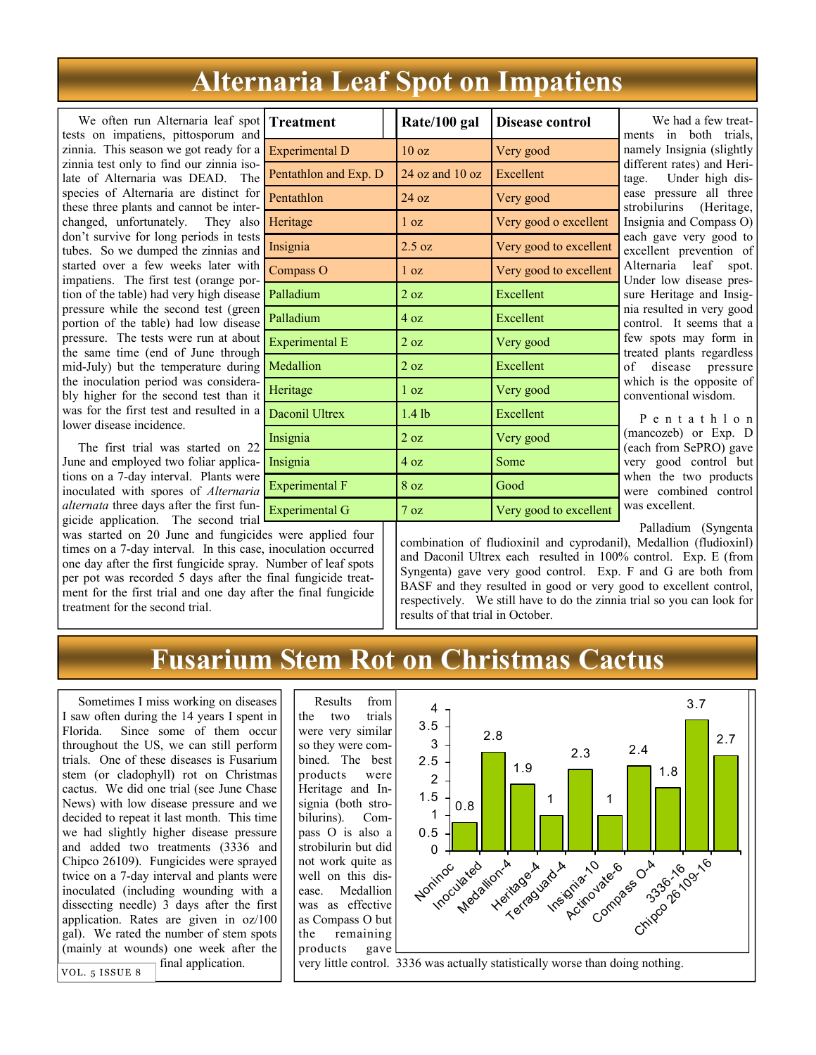# Alternaria Leaf Spot on Impatiens

We often run Alternaria leaf spot tests on impatiens, pittosporum and zinnia. This season we got ready for a zinnia test only to find our zinnia isolate of Alternaria was DEAD. The species of Alternaria are distinct for these three plants and cannot be interchanged, unfortunately. They also don't survive for long periods in tests tubes. So we dumped the zinnias and started over a few weeks later with impatiens. The first test (orange portion of the table) had very high disease pressure while the second test (green portion of the table) had low disease pressure. The tests were run at about the same time (end of June through mid-July) but the temperature during the inoculation period was considerably higher for the second test than it was for the first test and resulted in a lower disease incidence.

The first trial was started on 22 June and employed two foliar applications on a 7-day interval. Plants were inoculated with spores of *Alternaria alternata* three days after the first fungicide application. The second trial was started on 20 June and fungicides were applied four times on a 7-day interval. In this case, inoculation occurred one day after the first fungicide spray. Number of leaf spots per pot was recorded 5 days after the final fungicide treatment for the first trial and one day after the final fungicide treatment for the second trial.

| Treatment | Rate/100 gal | Disease control |
|---|---|---|
| Experimental D | 10 oz | Very good |
| Pentathlon and Exp. D | 24 oz and 10 oz | Excellent |
| Pentathlon | 24 oz | Very good |
| Heritage | 1 oz | Very good o excellent |
| Insignia | 2.5 oz | Very good to excellent |
| Compass O | 1 oz | Very good to excellent |
| Palladium | 2 oz | Excellent |
| Palladium | 4 oz | Excellent |
| Experimental E | 2 oz | Very good |
| Medallion | 2 oz | Excellent |
| Heritage | 1 oz | Very good |
| Daconil Ultrex | 1.4 lb | Excellent |
| Insignia | 2 oz | Very good |
| Insignia | 4 oz | Some |
| Experimental F | 8 oz | Good |
| Experimental G | 7 oz | Very good to excellent |

We had a few treatments in both trials, namely Insignia (slightly different rates) and Heritage. Under high disease pressure all three strobilurins (Heritage, Insignia and Compass O) each gave very good to excellent prevention of Alternaria leaf spot. Under low disease pressure Heritage and Insignia resulted in very good control. It seems that a few spots may form in treated plants regardless of disease pressure which is the opposite of conventional wisdom.

Pentathlon (mancozeb) or Exp. D (each from SePRO) gave very good control but when the two products were combined control was excellent.

Palladium (Syngenta combination of fludioxinil and cyprodanil), Medallion (fludioxinl) and Daconil Ultrex each resulted in 100% control. Exp. E (from Syngenta) gave very good control. Exp. F and G are both from BASF and they resulted in good or very good to excellent control, respectively. We still have to do the zinnia trial so you can look for results of that trial in October.

# Fusarium Stem Rot on Christmas Cactus

Sometimes I miss working on diseases I saw often during the 14 years I spent in Florida. Since some of them occur throughout the US, we can still perform trials. One of these diseases is Fusarium stem (or cladophyll) rot on Christmas cactus. We did one trial (see June Chase News) with low disease pressure and we decided to repeat it last month. This time we had slightly higher disease pressure and added two treatments (3336 and Chipco 26109). Fungicides were sprayed twice on a 7-day interval and plants were inoculated (including wounding with a dissecting needle) 3 days after the first application. Rates are given in oz/100 gal). We rated the number of stem spots (mainly at wounds) one week after the final application.

Results from the two trials were very similar so they were combined. The best products were Heritage and Insignia (both strobilurins). Compass O is also a strobilurin but did not work quite as well on this disease. Medallion was as effective as Compass O but the remaining products gave very little control. 3336 was actually statistically worse than doing nothing.

| Treatment | Value |
|---|---|
| Noninoc | 0.8 |
| Inoculated | 2.8 |
| Medallion-4 | 1.9 |
| Heritage-4 | 1 |
| Terraguard-4 | 2.3 |
| Insignia-10 | 1 |
| Actinovate-6 | 2.4 |
| Compass O-4 | 1.8 |
| 3336-16 | 3.7 |
| Chipco 26109-16 | 2.7 |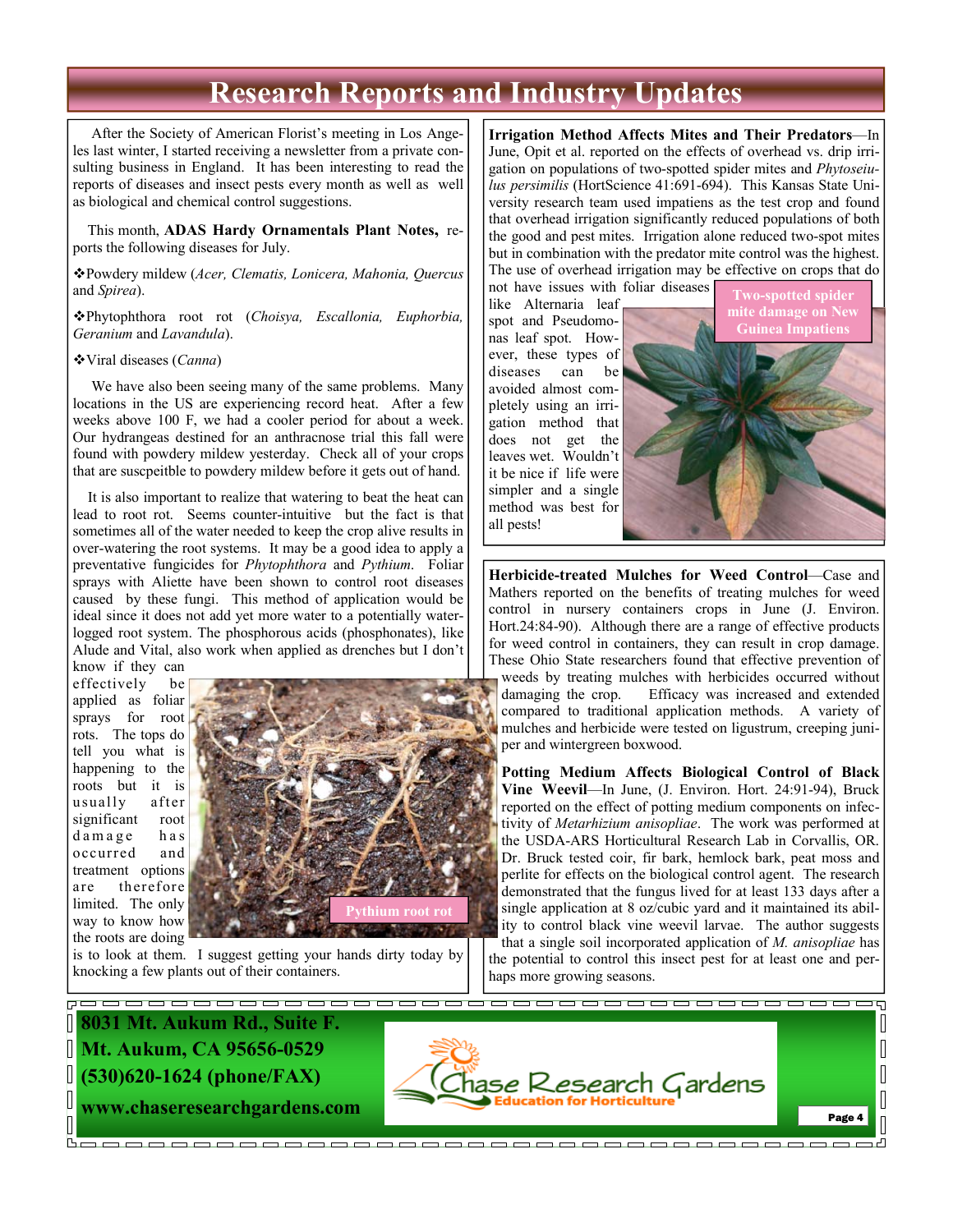# Research Reports and Industry Updates

After the Society of American Florist's meeting in Los Angeles last winter, I started receiving a newsletter from a private consulting business in England. It has been interesting to read the reports of diseases and insect pests every month as well as well as biological and chemical control suggestions.

This month, **ADAS Hardy Ornamentals Plant Notes,** reports the following diseases for July.

❖Powdery mildew (*Acer, Clematis, Lonicera, Mahonia, Quercus* and *Spirea*).

❖Phytophthora root rot (*Choisya, Escallonia, Euphorbia, Geranium* and *Lavandula*).

❖Viral diseases (*Canna*)

We have also been seeing many of the same problems. Many locations in the US are experiencing record heat. After a few weeks above 100 F, we had a cooler period for about a week. Our hydrangeas destined for an anthracnose trial this fall were found with powdery mildew yesterday. Check all of your crops that are suscpeitble to powdery mildew before it gets out of hand.

It is also important to realize that watering to beat the heat can lead to root rot. Seems counter-intuitive but the fact is that sometimes all of the water needed to keep the crop alive results in over-watering the root systems. It may be a good idea to apply a preventative fungicides for *Phytophthora* and *Pythium*. Foliar sprays with Aliette have been shown to control root diseases caused by these fungi. This method of application would be ideal since it does not add yet more water to a potentially waterlogged root system. The phosphorous acids (phosphonates), like Alude and Vital, also work when applied as drenches but I don't know if they can effectively be applied as foliar sprays for root rots. The tops do tell you what is happening to the roots but it is usually after significant root damage has occurred and treatment options are therefore limited. The only way to know how the roots are doing is to look at them. I suggest getting your hands dirty today by knocking a few plants out of their containers.

Pythium root rot

**Irrigation Method Affects Mites and Their Predators**—In June, Opit et al. reported on the effects of overhead vs. drip irrigation on populations of two-spotted spider mites and *Phytoseiulus persimilis* (HortScience 41:691-694). This Kansas State University research team used impatiens as the test crop and found that overhead irrigation significantly reduced populations of both the good and pest mites. Irrigation alone reduced two-spot mites but in combination with the predator mite control was the highest. The use of overhead irrigation may be effective on crops that do not have issues with foliar diseases like Alternaria leaf spot and Pseudomonas leaf spot. However, these types of diseases can be avoided almost completely using an irrigation method that does not get the leaves wet. Wouldn't it be nice if life were simpler and a single method was best for all pests!

Two-spotted spider mite damage on New Guinea Impatiens

**Herbicide-treated Mulches for Weed Control**—Case and Mathers reported on the benefits of treating mulches for weed control in nursery containers crops in June (J. Environ. Hort.24:84-90). Although there are a range of effective products for weed control in containers, they can result in crop damage. These Ohio State researchers found that effective prevention of weeds by treating mulches with herbicides occurred without damaging the crop. Efficacy was increased and extended compared to traditional application methods. A variety of mulches and herbicide were tested on ligustrum, creeping juniper and wintergreen boxwood.

**Potting Medium Affects Biological Control of Black Vine Weevil**—In June, (J. Environ. Hort. 24:91-94), Bruck reported on the effect of potting medium components on infectivity of *Metarhizium anisopliae*. The work was performed at the USDA-ARS Horticultural Research Lab in Corvallis, OR. Dr. Bruck tested coir, fir bark, hemlock bark, peat moss and perlite for effects on the biological control agent. The research demonstrated that the fungus lived for at least 133 days after a single application at 8 oz/cubic yard and it maintained its ability to control black vine weevil larvae. The author suggests that a single soil incorporated application of *M. anisopliae* has the potential to control this insect pest for at least one and perhaps more growing seasons.

**8031 Mt. Aukum Rd., Suite F.**
**Mt. Aukum, CA 95656-0529**
**(530)620-1624 (phone/FAX)**
**www.chaseresearchgardens.com**

Chase Research Gardens
Education for Horticulture